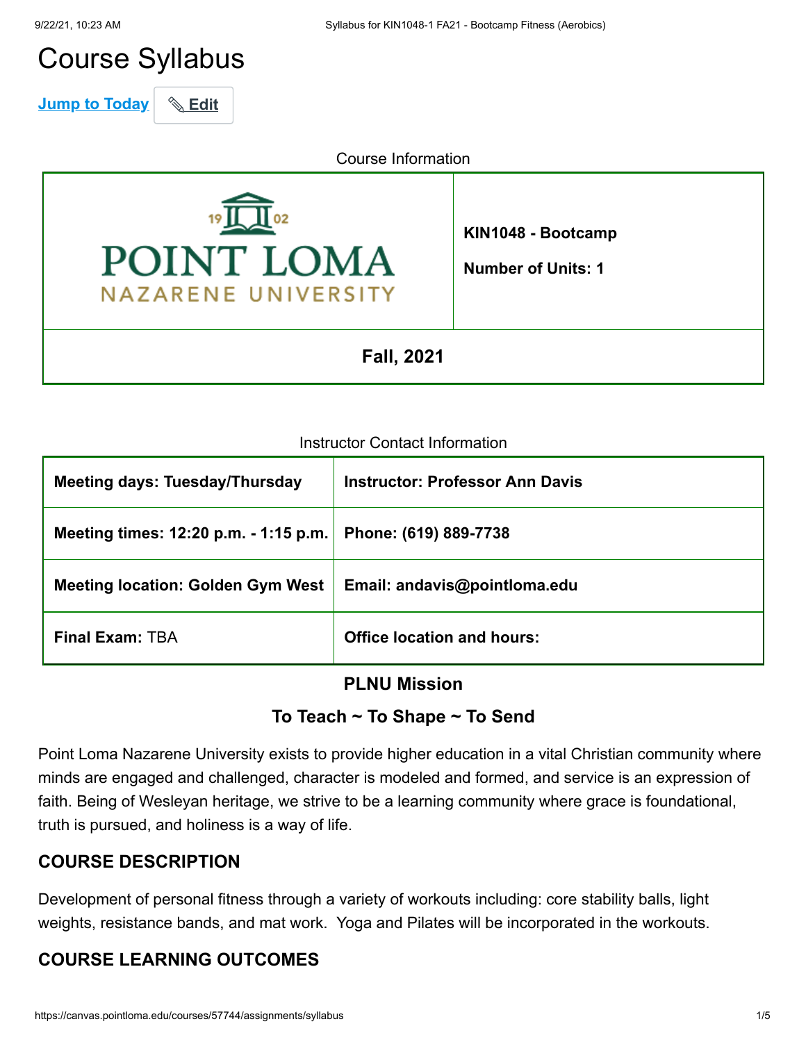# Course Syllabus

Jump to Today | Edit

Course Information

| POINT LOMA NAZARENE UNIVERSITY | **KIN1048 - Bootcamp**<br><br>**Number of Units: 1** |
|---|---|
| **Fall, 2021** | |

Instructor Contact Information

| | |
|---|---|
| **Meeting days: Tuesday/Thursday** | **Instructor: Professor Ann Davis** |
| **Meeting times: 12:20 p.m. - 1:15 p.m.** | **Phone: (619) 889-7738** |
| **Meeting location: Golden Gym West** | **Email: andavis@pointloma.edu** |
| **Final Exam:** TBA | **Office location and hours:** |

## PLNU Mission

### To Teach ~ To Shape ~ To Send

Point Loma Nazarene University exists to provide higher education in a vital Christian community where minds are engaged and challenged, character is modeled and formed, and service is an expression of faith. Being of Wesleyan heritage, we strive to be a learning community where grace is foundational, truth is pursued, and holiness is a way of life.

## COURSE DESCRIPTION

Development of personal fitness through a variety of workouts including: core stability balls, light weights, resistance bands, and mat work. Yoga and Pilates will be incorporated in the workouts.

## COURSE LEARNING OUTCOMES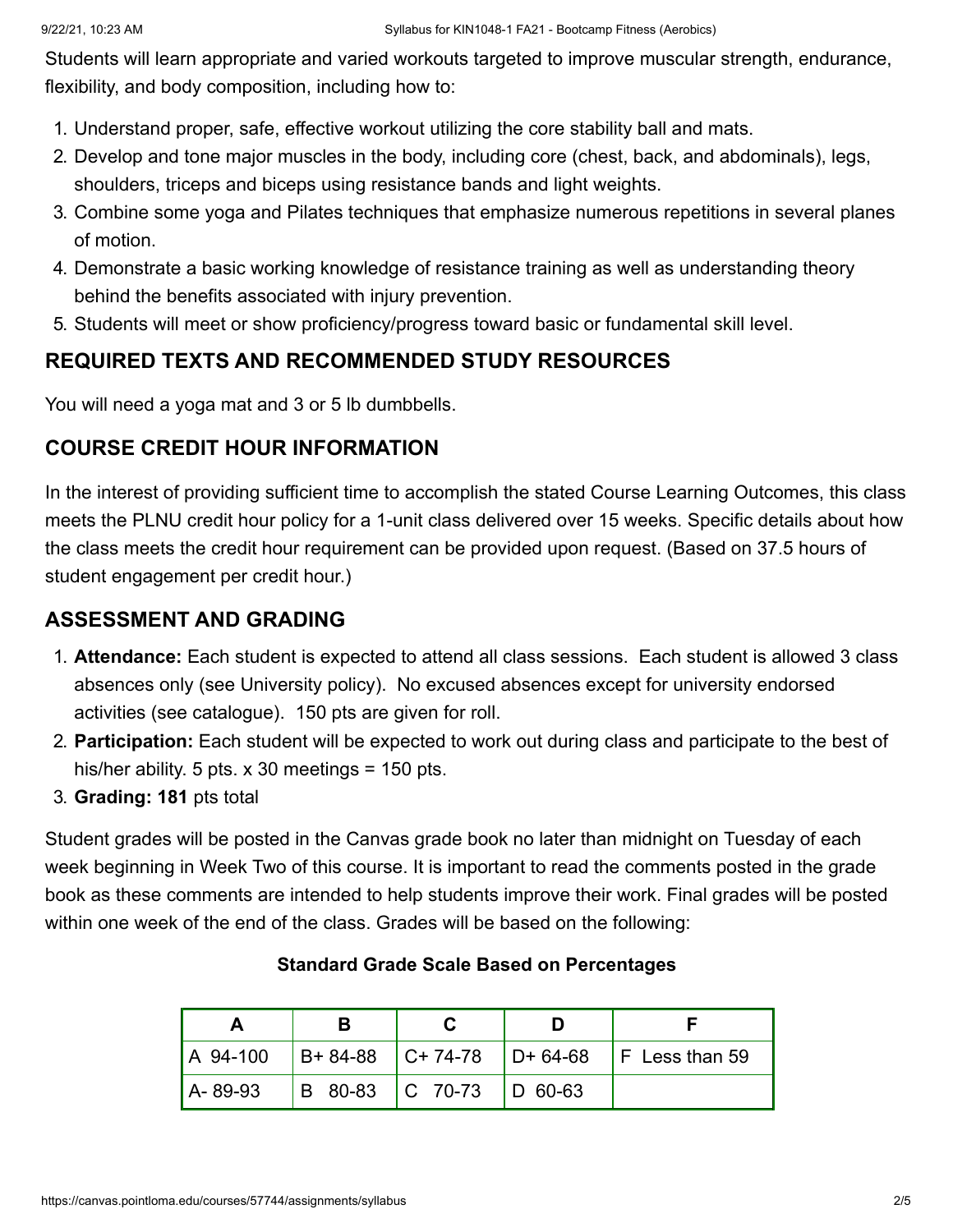Students will learn appropriate and varied workouts targeted to improve muscular strength, endurance, flexibility, and body composition, including how to:

1. Understand proper, safe, effective workout utilizing the core stability ball and mats.
2. Develop and tone major muscles in the body, including core (chest, back, and abdominals), legs, shoulders, triceps and biceps using resistance bands and light weights.
3. Combine some yoga and Pilates techniques that emphasize numerous repetitions in several planes of motion.
4. Demonstrate a basic working knowledge of resistance training as well as understanding theory behind the benefits associated with injury prevention.
5. Students will meet or show proficiency/progress toward basic or fundamental skill level.

## REQUIRED TEXTS AND RECOMMENDED STUDY RESOURCES

You will need a yoga mat and 3 or 5 lb dumbbells.

## COURSE CREDIT HOUR INFORMATION

In the interest of providing sufficient time to accomplish the stated Course Learning Outcomes, this class meets the PLNU credit hour policy for a 1-unit class delivered over 15 weeks. Specific details about how the class meets the credit hour requirement can be provided upon request. (Based on 37.5 hours of student engagement per credit hour.)

## ASSESSMENT AND GRADING

1. **Attendance:** Each student is expected to attend all class sessions. Each student is allowed 3 class absences only (see University policy). No excused absences except for university endorsed activities (see catalogue). 150 pts are given for roll.
2. **Participation:** Each student will be expected to work out during class and participate to the best of his/her ability. 5 pts. x 30 meetings = 150 pts.
3. **Grading: 181** pts total

Student grades will be posted in the Canvas grade book no later than midnight on Tuesday of each week beginning in Week Two of this course. It is important to read the comments posted in the grade book as these comments are intended to help students improve their work. Final grades will be posted within one week of the end of the class. Grades will be based on the following:

**Standard Grade Scale Based on Percentages**

| A | B | C | D | F |
|---|---|---|---|---|
| A 94-100 | B+ 84-88 | C+ 74-78 | D+ 64-68 | F Less than 59 |
| A- 89-93 | B 80-83 | C 70-73 | D 60-63 | |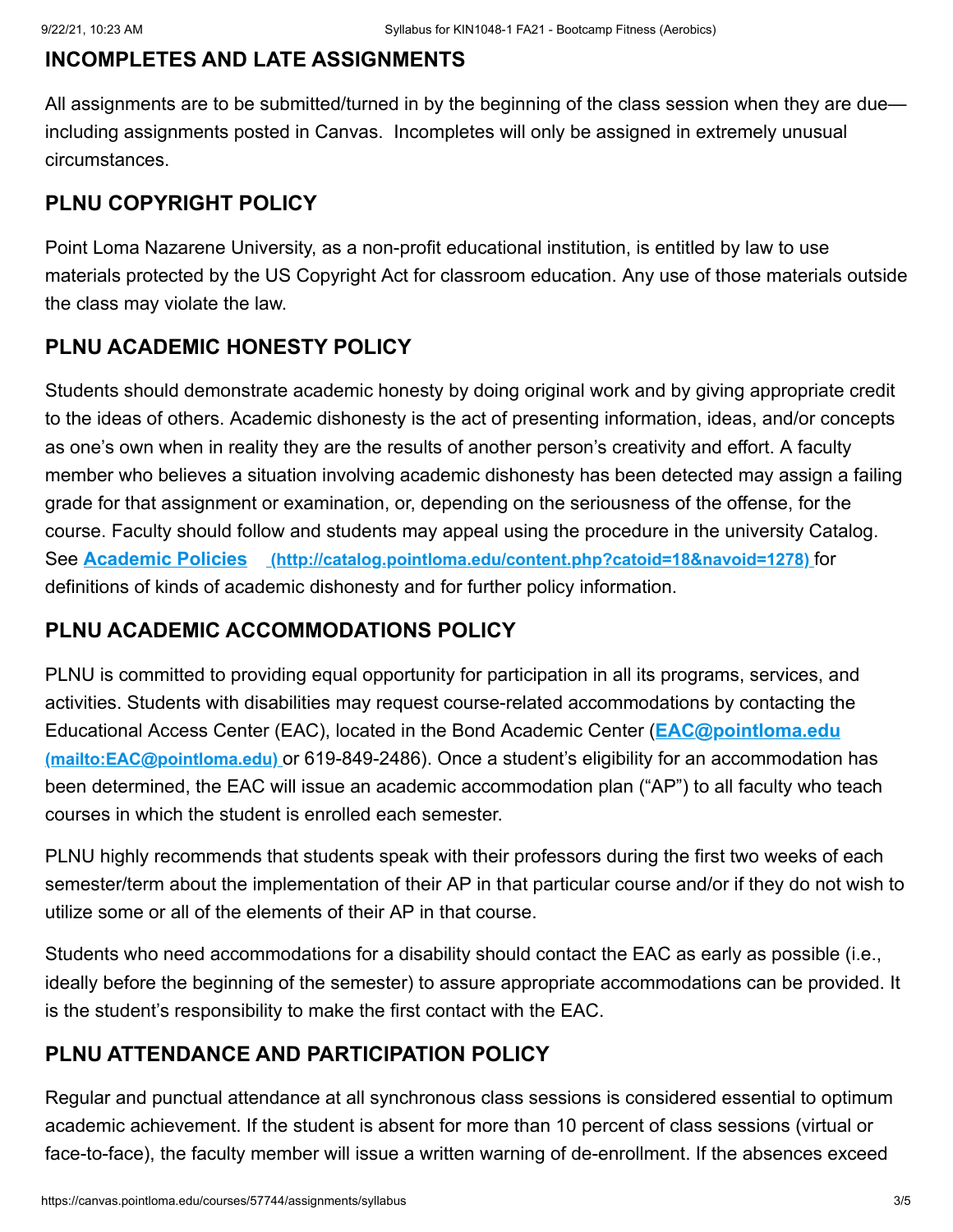## INCOMPLETES AND LATE ASSIGNMENTS

All assignments are to be submitted/turned in by the beginning of the class session when they are due—including assignments posted in Canvas. Incompletes will only be assigned in extremely unusual circumstances.

## PLNU COPYRIGHT POLICY

Point Loma Nazarene University, as a non-profit educational institution, is entitled by law to use materials protected by the US Copyright Act for classroom education. Any use of those materials outside the class may violate the law.

## PLNU ACADEMIC HONESTY POLICY

Students should demonstrate academic honesty by doing original work and by giving appropriate credit to the ideas of others. Academic dishonesty is the act of presenting information, ideas, and/or concepts as one's own when in reality they are the results of another person's creativity and effort. A faculty member who believes a situation involving academic dishonesty has been detected may assign a failing grade for that assignment or examination, or, depending on the seriousness of the offense, for the course. Faculty should follow and students may appeal using the procedure in the university Catalog. See [**Academic Policies**](http://catalog.pointloma.edu/content.php?catoid=18&navoid=1278) (http://catalog.pointloma.edu/content.php?catoid=18&navoid=1278) for definitions of kinds of academic dishonesty and for further policy information.

## PLNU ACADEMIC ACCOMMODATIONS POLICY

PLNU is committed to providing equal opportunity for participation in all its programs, services, and activities. Students with disabilities may request course-related accommodations by contacting the Educational Access Center (EAC), located in the Bond Academic Center ([**EAC@pointloma.edu**](mailto:EAC@pointloma.edu) (mailto:EAC@pointloma.edu) or 619-849-2486). Once a student's eligibility for an accommodation has been determined, the EAC will issue an academic accommodation plan ("AP") to all faculty who teach courses in which the student is enrolled each semester.

PLNU highly recommends that students speak with their professors during the first two weeks of each semester/term about the implementation of their AP in that particular course and/or if they do not wish to utilize some or all of the elements of their AP in that course.

Students who need accommodations for a disability should contact the EAC as early as possible (i.e., ideally before the beginning of the semester) to assure appropriate accommodations can be provided. It is the student's responsibility to make the first contact with the EAC.

## PLNU ATTENDANCE AND PARTICIPATION POLICY

Regular and punctual attendance at all synchronous class sessions is considered essential to optimum academic achievement. If the student is absent for more than 10 percent of class sessions (virtual or face-to-face), the faculty member will issue a written warning of de-enrollment. If the absences exceed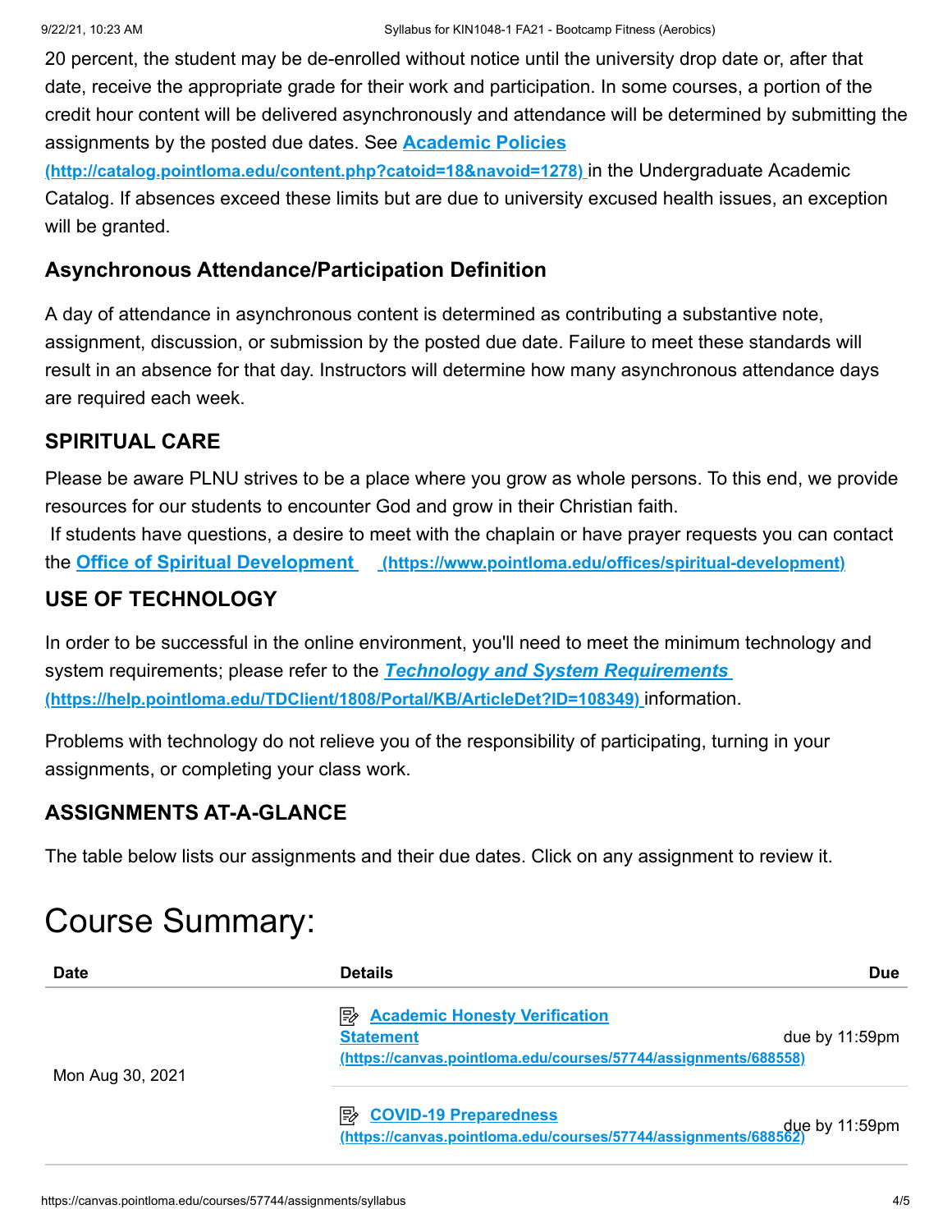20 percent, the student may be de-enrolled without notice until the university drop date or, after that date, receive the appropriate grade for their work and participation. In some courses, a portion of the credit hour content will be delivered asynchronously and attendance will be determined by submitting the assignments by the posted due dates. See **[Academic Policies (http://catalog.pointloma.edu/content.php?catoid=18&navoid=1278)](http://catalog.pointloma.edu/content.php?catoid=18&navoid=1278)** in the Undergraduate Academic Catalog. If absences exceed these limits but are due to university excused health issues, an exception will be granted.

### Asynchronous Attendance/Participation Definition

A day of attendance in asynchronous content is determined as contributing a substantive note, assignment, discussion, or submission by the posted due date. Failure to meet these standards will result in an absence for that day. Instructors will determine how many asynchronous attendance days are required each week.

### SPIRITUAL CARE

Please be aware PLNU strives to be a place where you grow as whole persons. To this end, we provide resources for our students to encounter God and grow in their Christian faith.

If students have questions, a desire to meet with the chaplain or have prayer requests you can contact the **[Office of Spiritual Development (https://www.pointloma.edu/offices/spiritual-development)](https://www.pointloma.edu/offices/spiritual-development)**

### USE OF TECHNOLOGY

In order to be successful in the online environment, you'll need to meet the minimum technology and system requirements; please refer to the ***[Technology and System Requirements (https://help.pointloma.edu/TDClient/1808/Portal/KB/ArticleDet?ID=108349)](https://help.pointloma.edu/TDClient/1808/Portal/KB/ArticleDet?ID=108349)*** information.

Problems with technology do not relieve you of the responsibility of participating, turning in your assignments, or completing your class work.

### ASSIGNMENTS AT-A-GLANCE

The table below lists our assignments and their due dates. Click on any assignment to review it.

# Course Summary:

| Date | Details | Due |
|---|---|---|
| Mon Aug 30, 2021 | [Academic Honesty Verification Statement (https://canvas.pointloma.edu/courses/57744/assignments/688558)](https://canvas.pointloma.edu/courses/57744/assignments/688558) | due by 11:59pm |
| | [COVID-19 Preparedness (https://canvas.pointloma.edu/courses/57744/assignments/688562)](https://canvas.pointloma.edu/courses/57744/assignments/688562) | due by 11:59pm |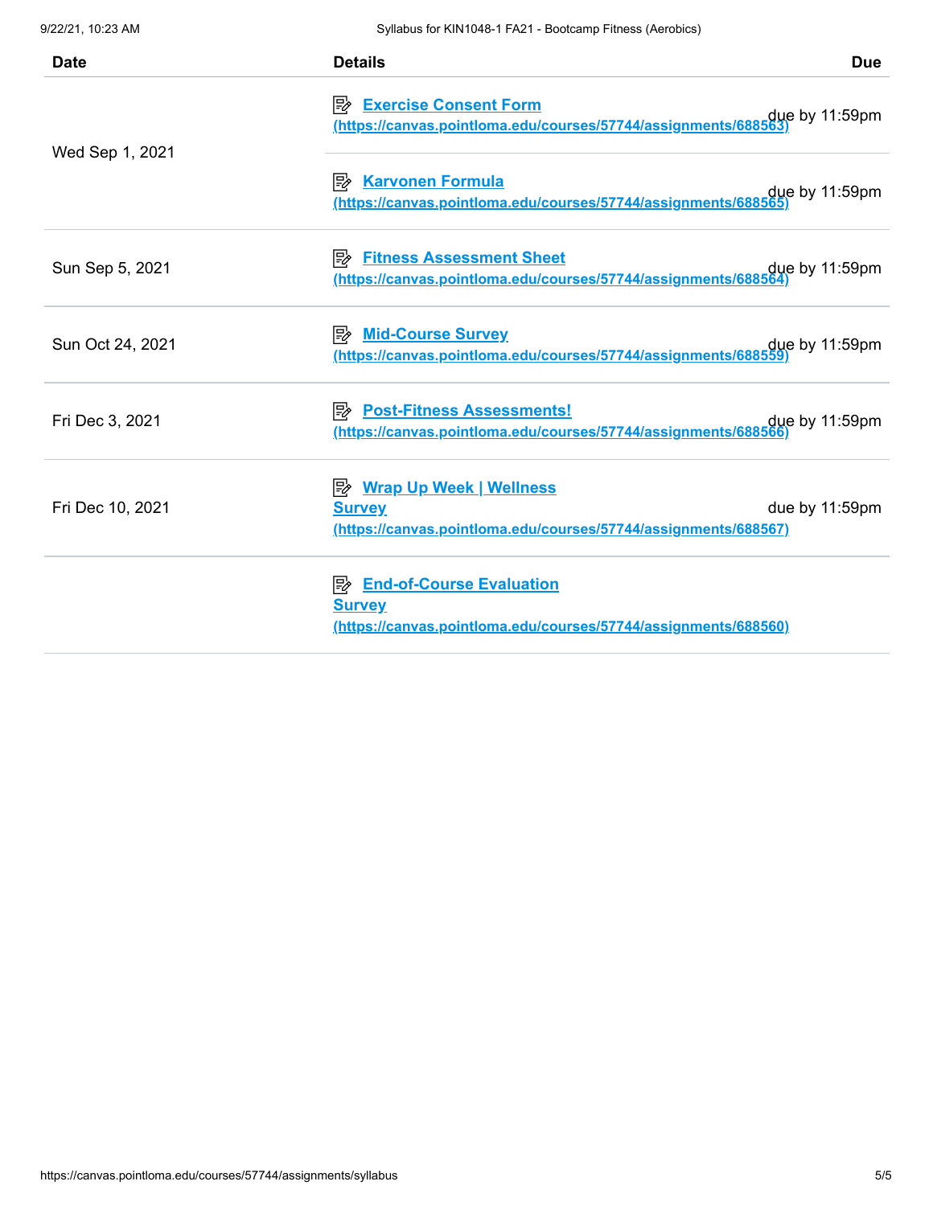| Date | Details | Due |
| --- | --- | --- |
| Wed Sep 1, 2021 | Exercise Consent Form (https://canvas.pointloma.edu/courses/57744/assignments/688563) | due by 11:59pm |
| | Karvonen Formula (https://canvas.pointloma.edu/courses/57744/assignments/688565) | due by 11:59pm |
| Sun Sep 5, 2021 | Fitness Assessment Sheet (https://canvas.pointloma.edu/courses/57744/assignments/688564) | due by 11:59pm |
| Sun Oct 24, 2021 | Mid-Course Survey (https://canvas.pointloma.edu/courses/57744/assignments/688559) | due by 11:59pm |
| Fri Dec 3, 2021 | Post-Fitness Assessments! (https://canvas.pointloma.edu/courses/57744/assignments/688566) | due by 11:59pm |
| Fri Dec 10, 2021 | Wrap Up Week \| Wellness Survey (https://canvas.pointloma.edu/courses/57744/assignments/688567) | due by 11:59pm |
| | End-of-Course Evaluation Survey (https://canvas.pointloma.edu/courses/57744/assignments/688560) | |